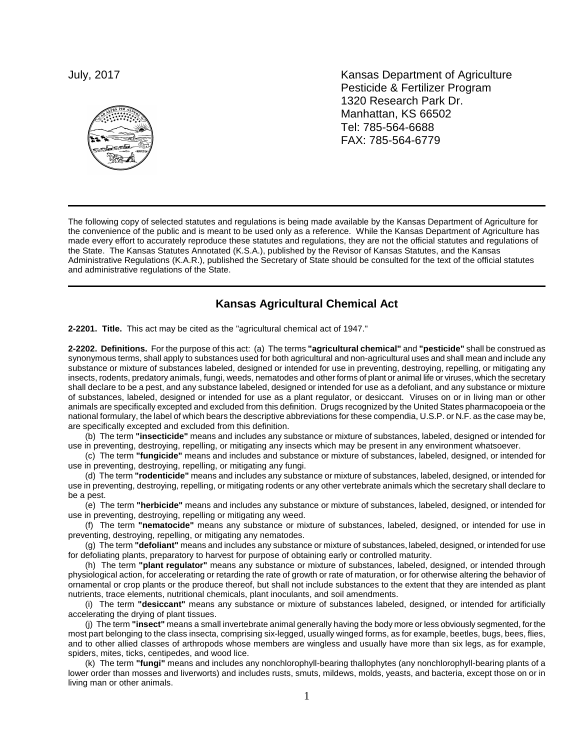July, 2017

Kansas Department of Agriculture
Pesticide & Fertilizer Program
1320 Research Park Dr.
Manhattan, KS 66502
Tel: 785-564-6688
FAX: 785-564-6779

---

The following copy of selected statutes and regulations is being made available by the Kansas Department of Agriculture for the convenience of the public and is meant to be used only as a reference. While the Kansas Department of Agriculture has made every effort to accurately reproduce these statutes and regulations, they are not the official statutes and regulations of the State. The Kansas Statutes Annotated (K.S.A.), published by the Revisor of Kansas Statutes, and the Kansas Administrative Regulations (K.A.R.), published the Secretary of State should be consulted for the text of the official statutes and administrative regulations of the State.

---

## Kansas Agricultural Chemical Act

**2-2201. Title.** This act may be cited as the "agricultural chemical act of 1947."

**2-2202. Definitions.** For the purpose of this act: (a) The terms **"agricultural chemical"** and **"pesticide"** shall be construed as synonymous terms, shall apply to substances used for both agricultural and non-agricultural uses and shall mean and include any substance or mixture of substances labeled, designed or intended for use in preventing, destroying, repelling, or mitigating any insects, rodents, predatory animals, fungi, weeds, nematodes and other forms of plant or animal life or viruses, which the secretary shall declare to be a pest, and any substance labeled, designed or intended for use as a defoliant, and any substance or mixture of substances, labeled, designed or intended for use as a plant regulator, or desiccant. Viruses on or in living man or other animals are specifically excepted and excluded from this definition. Drugs recognized by the United States pharmacopoeia or the national formulary, the label of which bears the descriptive abbreviations for these compendia, U.S.P. or N.F. as the case may be, are specifically excepted and excluded from this definition.

(b) The term **"insecticide"** means and includes any substance or mixture of substances, labeled, designed or intended for use in preventing, destroying, repelling, or mitigating any insects which may be present in any environment whatsoever.

(c) The term **"fungicide"** means and includes and substance or mixture of substances, labeled, designed, or intended for use in preventing, destroying, repelling, or mitigating any fungi.

(d) The term **"rodenticide"** means and includes any substance or mixture of substances, labeled, designed, or intended for use in preventing, destroying, repelling, or mitigating rodents or any other vertebrate animals which the secretary shall declare to be a pest.

(e) The term **"herbicide"** means and includes any substance or mixture of substances, labeled, designed, or intended for use in preventing, destroying, repelling or mitigating any weed.

(f) The term **"nematocide"** means any substance or mixture of substances, labeled, designed, or intended for use in preventing, destroying, repelling, or mitigating any nematodes.

(g) The term **"defoliant"** means and includes any substance or mixture of substances, labeled, designed, or intended for use for defoliating plants, preparatory to harvest for purpose of obtaining early or controlled maturity.

(h) The term **"plant regulator"** means any substance or mixture of substances, labeled, designed, or intended through physiological action, for accelerating or retarding the rate of growth or rate of maturation, or for otherwise altering the behavior of ornamental or crop plants or the produce thereof, but shall not include substances to the extent that they are intended as plant nutrients, trace elements, nutritional chemicals, plant inoculants, and soil amendments.

(i) The term **"desiccant"** means any substance or mixture of substances labeled, designed, or intended for artificially accelerating the drying of plant tissues.

(j) The term **"insect"** means a small invertebrate animal generally having the body more or less obviously segmented, for the most part belonging to the class insecta, comprising six-legged, usually winged forms, as for example, beetles, bugs, bees, flies, and to other allied classes of arthropods whose members are wingless and usually have more than six legs, as for example, spiders, mites, ticks, centipedes, and wood lice.

(k) The term **"fungi"** means and includes any nonchlorophyll-bearing thallophytes (any nonchlorophyll-bearing plants of a lower order than mosses and liverworts) and includes rusts, smuts, mildews, molds, yeasts, and bacteria, except those on or in living man or other animals.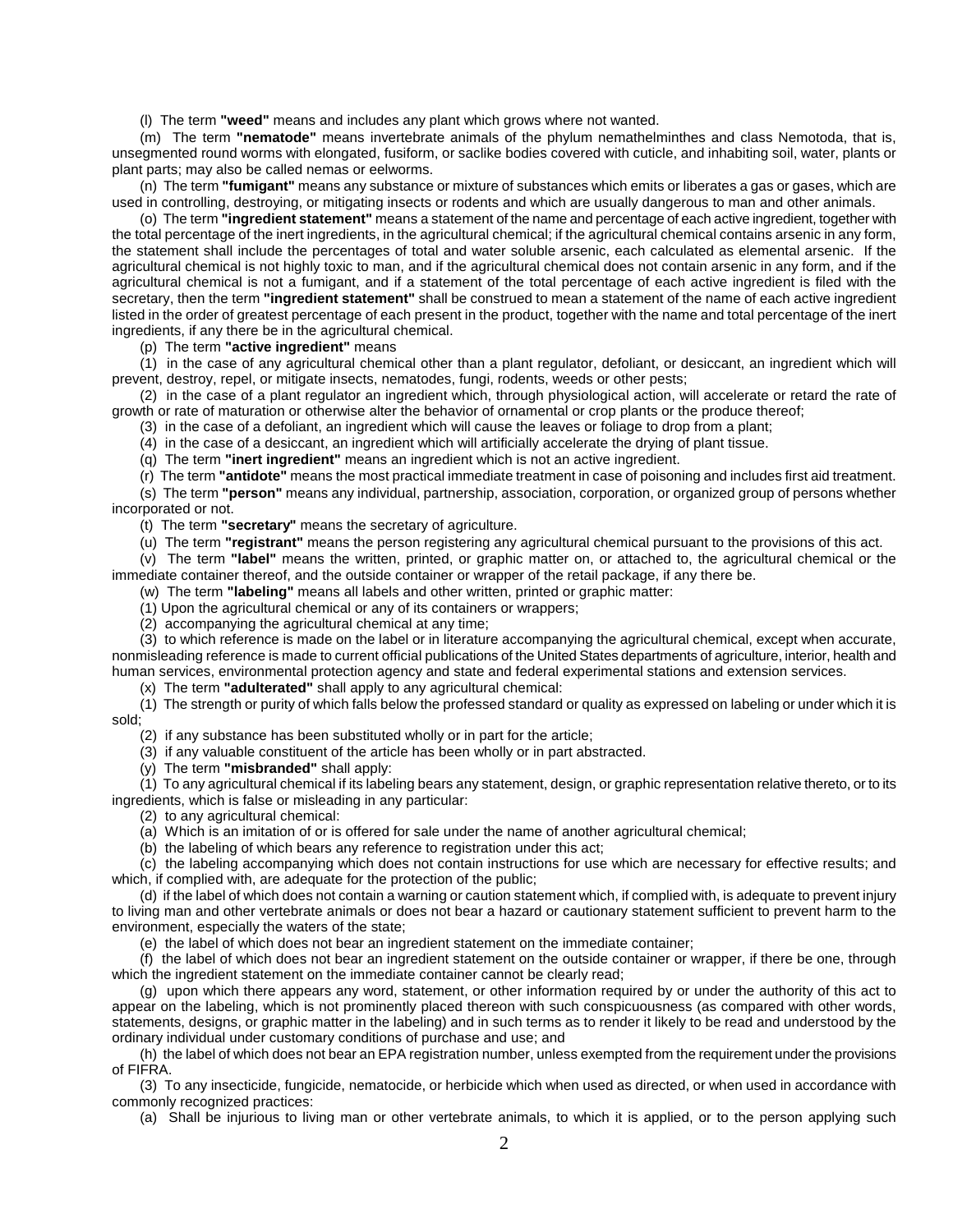(l) The term **"weed"** means and includes any plant which grows where not wanted.

(m) The term **"nematode"** means invertebrate animals of the phylum nemathelminthes and class Nemotoda, that is, unsegmented round worms with elongated, fusiform, or saclike bodies covered with cuticle, and inhabiting soil, water, plants or plant parts; may also be called nemas or eelworms.

(n) The term **"fumigant"** means any substance or mixture of substances which emits or liberates a gas or gases, which are used in controlling, destroying, or mitigating insects or rodents and which are usually dangerous to man and other animals.

(o) The term **"ingredient statement"** means a statement of the name and percentage of each active ingredient, together with the total percentage of the inert ingredients, in the agricultural chemical; if the agricultural chemical contains arsenic in any form, the statement shall include the percentages of total and water soluble arsenic, each calculated as elemental arsenic. If the agricultural chemical is not highly toxic to man, and if the agricultural chemical does not contain arsenic in any form, and if the agricultural chemical is not a fumigant, and if a statement of the total percentage of each active ingredient is filed with the secretary, then the term **"ingredient statement"** shall be construed to mean a statement of the name of each active ingredient listed in the order of greatest percentage of each present in the product, together with the name and total percentage of the inert ingredients, if any there be in the agricultural chemical.

(p) The term **"active ingredient"** means

(1) in the case of any agricultural chemical other than a plant regulator, defoliant, or desiccant, an ingredient which will prevent, destroy, repel, or mitigate insects, nematodes, fungi, rodents, weeds or other pests;

(2) in the case of a plant regulator an ingredient which, through physiological action, will accelerate or retard the rate of growth or rate of maturation or otherwise alter the behavior of ornamental or crop plants or the produce thereof;

(3) in the case of a defoliant, an ingredient which will cause the leaves or foliage to drop from a plant;

(4) in the case of a desiccant, an ingredient which will artificially accelerate the drying of plant tissue.

(q) The term **"inert ingredient"** means an ingredient which is not an active ingredient.

(r) The term **"antidote"** means the most practical immediate treatment in case of poisoning and includes first aid treatment.

(s) The term **"person"** means any individual, partnership, association, corporation, or organized group of persons whether incorporated or not.

(t) The term **"secretary"** means the secretary of agriculture.

(u) The term **"registrant"** means the person registering any agricultural chemical pursuant to the provisions of this act.

(v) The term **"label"** means the written, printed, or graphic matter on, or attached to, the agricultural chemical or the immediate container thereof, and the outside container or wrapper of the retail package, if any there be.

(w) The term **"labeling"** means all labels and other written, printed or graphic matter:

(1) Upon the agricultural chemical or any of its containers or wrappers;

(2) accompanying the agricultural chemical at any time;

(3) to which reference is made on the label or in literature accompanying the agricultural chemical, except when accurate, nonmisleading reference is made to current official publications of the United States departments of agriculture, interior, health and human services, environmental protection agency and state and federal experimental stations and extension services.

(x) The term **"adulterated"** shall apply to any agricultural chemical:

(1) The strength or purity of which falls below the professed standard or quality as expressed on labeling or under which it is sold;

(2) if any substance has been substituted wholly or in part for the article;

(3) if any valuable constituent of the article has been wholly or in part abstracted.

(y) The term **"misbranded"** shall apply:

(1) To any agricultural chemical if its labeling bears any statement, design, or graphic representation relative thereto, or to its ingredients, which is false or misleading in any particular:

(2) to any agricultural chemical:

(a) Which is an imitation of or is offered for sale under the name of another agricultural chemical;

(b) the labeling of which bears any reference to registration under this act;

(c) the labeling accompanying which does not contain instructions for use which are necessary for effective results; and which, if complied with, are adequate for the protection of the public;

(d) if the label of which does not contain a warning or caution statement which, if complied with, is adequate to prevent injury to living man and other vertebrate animals or does not bear a hazard or cautionary statement sufficient to prevent harm to the environment, especially the waters of the state;

(e) the label of which does not bear an ingredient statement on the immediate container;

(f) the label of which does not bear an ingredient statement on the outside container or wrapper, if there be one, through which the ingredient statement on the immediate container cannot be clearly read;

(g) upon which there appears any word, statement, or other information required by or under the authority of this act to appear on the labeling, which is not prominently placed thereon with such conspicuousness (as compared with other words, statements, designs, or graphic matter in the labeling) and in such terms as to render it likely to be read and understood by the ordinary individual under customary conditions of purchase and use; and

(h) the label of which does not bear an EPA registration number, unless exempted from the requirement under the provisions of FIFRA.

(3) To any insecticide, fungicide, nematocide, or herbicide which when used as directed, or when used in accordance with commonly recognized practices:

(a) Shall be injurious to living man or other vertebrate animals, to which it is applied, or to the person applying such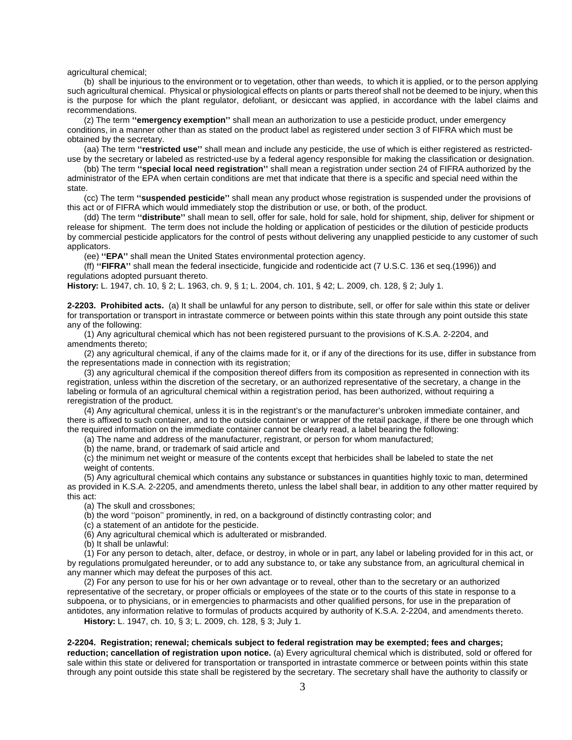agricultural chemical;

(b) shall be injurious to the environment or to vegetation, other than weeds, to which it is applied, or to the person applying such agricultural chemical. Physical or physiological effects on plants or parts thereof shall not be deemed to be injury, when this is the purpose for which the plant regulator, defoliant, or desiccant was applied, in accordance with the label claims and recommendations.

(z) The term **''emergency exemption''** shall mean an authorization to use a pesticide product, under emergency conditions, in a manner other than as stated on the product label as registered under section 3 of FIFRA which must be obtained by the secretary.

(aa) The term **''restricted use''** shall mean and include any pesticide, the use of which is either registered as restricted-use by the secretary or labeled as restricted-use by a federal agency responsible for making the classification or designation.

(bb) The term **''special local need registration''** shall mean a registration under section 24 of FIFRA authorized by the administrator of the EPA when certain conditions are met that indicate that there is a specific and special need within the state.

(cc) The term **''suspended pesticide''** shall mean any product whose registration is suspended under the provisions of this act or of FIFRA which would immediately stop the distribution or use, or both, of the product.

(dd) The term **''distribute''** shall mean to sell, offer for sale, hold for sale, hold for shipment, ship, deliver for shipment or release for shipment. The term does not include the holding or application of pesticides or the dilution of pesticide products by commercial pesticide applicators for the control of pests without delivering any unapplied pesticide to any customer of such applicators.

(ee) **''EPA''** shall mean the United States environmental protection agency.

(ff) **''FIFRA''** shall mean the federal insecticide, fungicide and rodenticide act (7 U.S.C. 136 et seq.(1996)) and regulations adopted pursuant thereto.

**History:** L. 1947, ch. 10, § 2; L. 1963, ch. 9, § 1; L. 2004, ch. 101, § 42; L. 2009, ch. 128, § 2; July 1.

**2-2203. Prohibited acts.** (a) It shall be unlawful for any person to distribute, sell, or offer for sale within this state or deliver for transportation or transport in intrastate commerce or between points within this state through any point outside this state any of the following:

(1) Any agricultural chemical which has not been registered pursuant to the provisions of K.S.A. 2-2204, and amendments thereto;

(2) any agricultural chemical, if any of the claims made for it, or if any of the directions for its use, differ in substance from the representations made in connection with its registration;

(3) any agricultural chemical if the composition thereof differs from its composition as represented in connection with its registration, unless within the discretion of the secretary, or an authorized representative of the secretary, a change in the labeling or formula of an agricultural chemical within a registration period, has been authorized, without requiring a reregistration of the product.

(4) Any agricultural chemical, unless it is in the registrant's or the manufacturer's unbroken immediate container, and there is affixed to such container, and to the outside container or wrapper of the retail package, if there be one through which the required information on the immediate container cannot be clearly read, a label bearing the following:

(a) The name and address of the manufacturer, registrant, or person for whom manufactured;

(b) the name, brand, or trademark of said article and

(c) the minimum net weight or measure of the contents except that herbicides shall be labeled to state the net weight of contents.

(5) Any agricultural chemical which contains any substance or substances in quantities highly toxic to man, determined as provided in K.S.A. 2-2205, and amendments thereto, unless the label shall bear, in addition to any other matter required by this act:

(a) The skull and crossbones;

(b) the word ''poison'' prominently, in red, on a background of distinctly contrasting color; and

(c) a statement of an antidote for the pesticide.

(6) Any agricultural chemical which is adulterated or misbranded.

(b) It shall be unlawful:

(1) For any person to detach, alter, deface, or destroy, in whole or in part, any label or labeling provided for in this act, or by regulations promulgated hereunder, or to add any substance to, or take any substance from, an agricultural chemical in any manner which may defeat the purposes of this act.

(2) For any person to use for his or her own advantage or to reveal, other than to the secretary or an authorized representative of the secretary, or proper officials or employees of the state or to the courts of this state in response to a subpoena, or to physicians, or in emergencies to pharmacists and other qualified persons, for use in the preparation of antidotes, any information relative to formulas of products acquired by authority of K.S.A. 2-2204, and amendments thereto.

**History:** L. 1947, ch. 10, § 3; L. 2009, ch. 128, § 3; July 1.

**2-2204. Registration; renewal; chemicals subject to federal registration may be exempted; fees and charges; reduction; cancellation of registration upon notice.** (a) Every agricultural chemical which is distributed, sold or offered for sale within this state or delivered for transportation or transported in intrastate commerce or between points within this state through any point outside this state shall be registered by the secretary. The secretary shall have the authority to classify or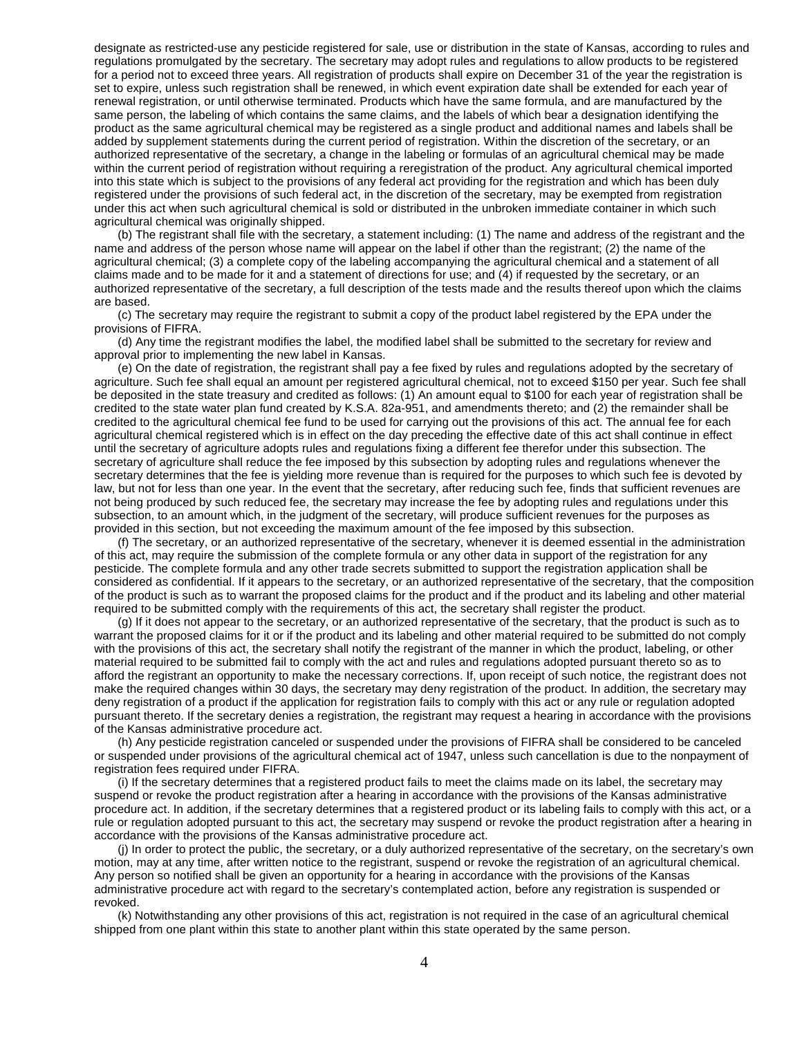designate as restricted-use any pesticide registered for sale, use or distribution in the state of Kansas, according to rules and regulations promulgated by the secretary. The secretary may adopt rules and regulations to allow products to be registered for a period not to exceed three years. All registration of products shall expire on December 31 of the year the registration is set to expire, unless such registration shall be renewed, in which event expiration date shall be extended for each year of renewal registration, or until otherwise terminated. Products which have the same formula, and are manufactured by the same person, the labeling of which contains the same claims, and the labels of which bear a designation identifying the product as the same agricultural chemical may be registered as a single product and additional names and labels shall be added by supplement statements during the current period of registration. Within the discretion of the secretary, or an authorized representative of the secretary, a change in the labeling or formulas of an agricultural chemical may be made within the current period of registration without requiring a reregistration of the product. Any agricultural chemical imported into this state which is subject to the provisions of any federal act providing for the registration and which has been duly registered under the provisions of such federal act, in the discretion of the secretary, may be exempted from registration under this act when such agricultural chemical is sold or distributed in the unbroken immediate container in which such agricultural chemical was originally shipped.

(b) The registrant shall file with the secretary, a statement including: (1) The name and address of the registrant and the name and address of the person whose name will appear on the label if other than the registrant; (2) the name of the agricultural chemical; (3) a complete copy of the labeling accompanying the agricultural chemical and a statement of all claims made and to be made for it and a statement of directions for use; and (4) if requested by the secretary, or an authorized representative of the secretary, a full description of the tests made and the results thereof upon which the claims are based.

(c) The secretary may require the registrant to submit a copy of the product label registered by the EPA under the provisions of FIFRA.

(d) Any time the registrant modifies the label, the modified label shall be submitted to the secretary for review and approval prior to implementing the new label in Kansas.

(e) On the date of registration, the registrant shall pay a fee fixed by rules and regulations adopted by the secretary of agriculture. Such fee shall equal an amount per registered agricultural chemical, not to exceed $150 per year. Such fee shall be deposited in the state treasury and credited as follows: (1) An amount equal to $100 for each year of registration shall be credited to the state water plan fund created by K.S.A. 82a-951, and amendments thereto; and (2) the remainder shall be credited to the agricultural chemical fee fund to be used for carrying out the provisions of this act. The annual fee for each agricultural chemical registered which is in effect on the day preceding the effective date of this act shall continue in effect until the secretary of agriculture adopts rules and regulations fixing a different fee therefor under this subsection. The secretary of agriculture shall reduce the fee imposed by this subsection by adopting rules and regulations whenever the secretary determines that the fee is yielding more revenue than is required for the purposes to which such fee is devoted by law, but not for less than one year. In the event that the secretary, after reducing such fee, finds that sufficient revenues are not being produced by such reduced fee, the secretary may increase the fee by adopting rules and regulations under this subsection, to an amount which, in the judgment of the secretary, will produce sufficient revenues for the purposes as provided in this section, but not exceeding the maximum amount of the fee imposed by this subsection.

(f) The secretary, or an authorized representative of the secretary, whenever it is deemed essential in the administration of this act, may require the submission of the complete formula or any other data in support of the registration for any pesticide. The complete formula and any other trade secrets submitted to support the registration application shall be considered as confidential. If it appears to the secretary, or an authorized representative of the secretary, that the composition of the product is such as to warrant the proposed claims for the product and if the product and its labeling and other material required to be submitted comply with the requirements of this act, the secretary shall register the product.

(g) If it does not appear to the secretary, or an authorized representative of the secretary, that the product is such as to warrant the proposed claims for it or if the product and its labeling and other material required to be submitted do not comply with the provisions of this act, the secretary shall notify the registrant of the manner in which the product, labeling, or other material required to be submitted fail to comply with the act and rules and regulations adopted pursuant thereto so as to afford the registrant an opportunity to make the necessary corrections. If, upon receipt of such notice, the registrant does not make the required changes within 30 days, the secretary may deny registration of the product. In addition, the secretary may deny registration of a product if the application for registration fails to comply with this act or any rule or regulation adopted pursuant thereto. If the secretary denies a registration, the registrant may request a hearing in accordance with the provisions of the Kansas administrative procedure act.

(h) Any pesticide registration canceled or suspended under the provisions of FIFRA shall be considered to be canceled or suspended under provisions of the agricultural chemical act of 1947, unless such cancellation is due to the nonpayment of registration fees required under FIFRA.

(i) If the secretary determines that a registered product fails to meet the claims made on its label, the secretary may suspend or revoke the product registration after a hearing in accordance with the provisions of the Kansas administrative procedure act. In addition, if the secretary determines that a registered product or its labeling fails to comply with this act, or a rule or regulation adopted pursuant to this act, the secretary may suspend or revoke the product registration after a hearing in accordance with the provisions of the Kansas administrative procedure act.

(j) In order to protect the public, the secretary, or a duly authorized representative of the secretary, on the secretary's own motion, may at any time, after written notice to the registrant, suspend or revoke the registration of an agricultural chemical. Any person so notified shall be given an opportunity for a hearing in accordance with the provisions of the Kansas administrative procedure act with regard to the secretary's contemplated action, before any registration is suspended or revoked.

(k) Notwithstanding any other provisions of this act, registration is not required in the case of an agricultural chemical shipped from one plant within this state to another plant within this state operated by the same person.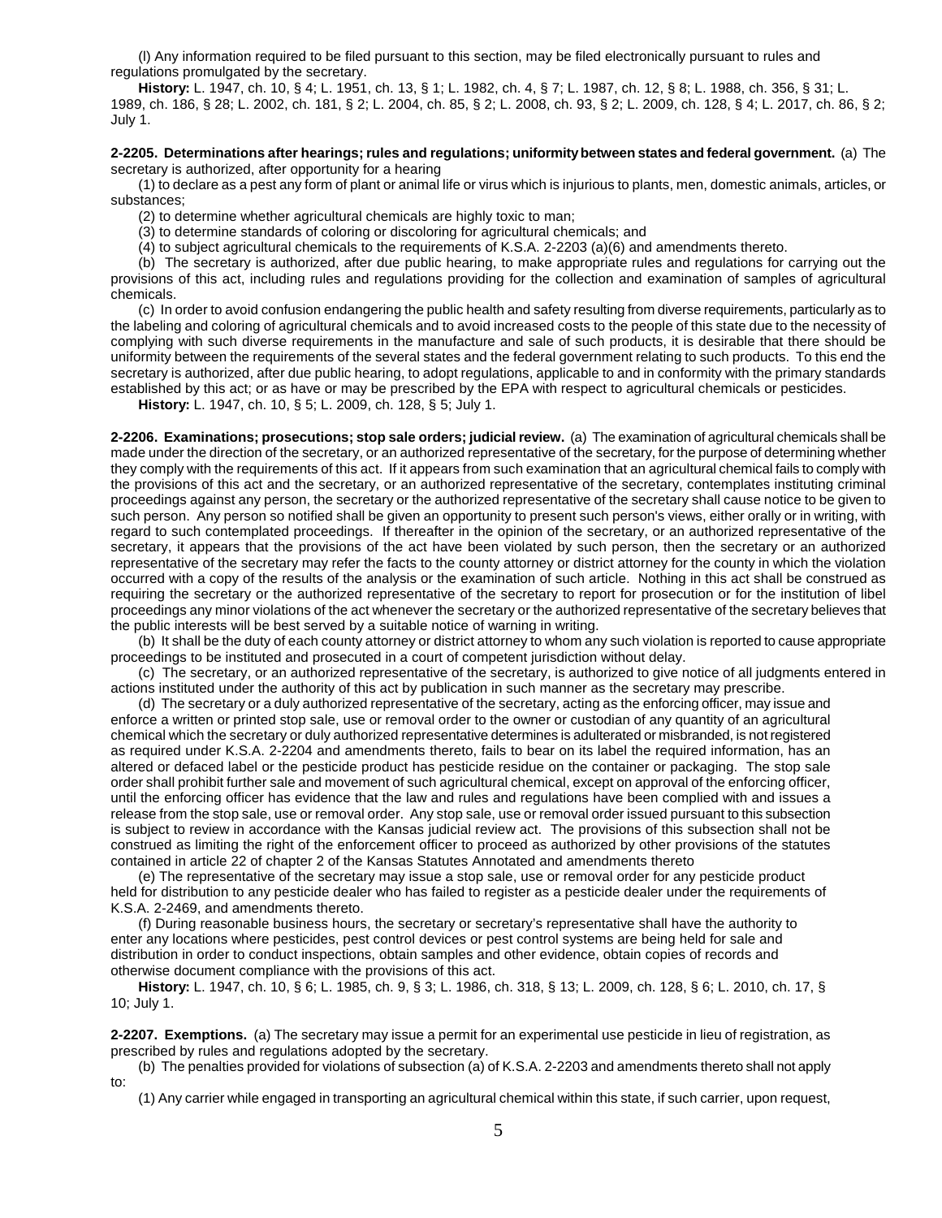(l) Any information required to be filed pursuant to this section, may be filed electronically pursuant to rules and regulations promulgated by the secretary.

**History:** L. 1947, ch. 10, § 4; L. 1951, ch. 13, § 1; L. 1982, ch. 4, § 7; L. 1987, ch. 12, § 8; L. 1988, ch. 356, § 31; L. 1989, ch. 186, § 28; L. 2002, ch. 181, § 2; L. 2004, ch. 85, § 2; L. 2008, ch. 93, § 2; L. 2009, ch. 128, § 4; L. 2017, ch. 86, § 2; July 1.

**2-2205. Determinations after hearings; rules and regulations; uniformity between states and federal government.** (a) The secretary is authorized, after opportunity for a hearing

(1) to declare as a pest any form of plant or animal life or virus which is injurious to plants, men, domestic animals, articles, or substances;

(2) to determine whether agricultural chemicals are highly toxic to man;

(3) to determine standards of coloring or discoloring for agricultural chemicals; and

(4) to subject agricultural chemicals to the requirements of K.S.A. 2-2203 (a)(6) and amendments thereto.

(b) The secretary is authorized, after due public hearing, to make appropriate rules and regulations for carrying out the provisions of this act, including rules and regulations providing for the collection and examination of samples of agricultural chemicals.

(c) In order to avoid confusion endangering the public health and safety resulting from diverse requirements, particularly as to the labeling and coloring of agricultural chemicals and to avoid increased costs to the people of this state due to the necessity of complying with such diverse requirements in the manufacture and sale of such products, it is desirable that there should be uniformity between the requirements of the several states and the federal government relating to such products. To this end the secretary is authorized, after due public hearing, to adopt regulations, applicable to and in conformity with the primary standards established by this act; or as have or may be prescribed by the EPA with respect to agricultural chemicals or pesticides.

**History:** L. 1947, ch. 10, § 5; L. 2009, ch. 128, § 5; July 1.

**2-2206. Examinations; prosecutions; stop sale orders; judicial review.** (a) The examination of agricultural chemicals shall be made under the direction of the secretary, or an authorized representative of the secretary, for the purpose of determining whether they comply with the requirements of this act. If it appears from such examination that an agricultural chemical fails to comply with the provisions of this act and the secretary, or an authorized representative of the secretary, contemplates instituting criminal proceedings against any person, the secretary or the authorized representative of the secretary shall cause notice to be given to such person. Any person so notified shall be given an opportunity to present such person's views, either orally or in writing, with regard to such contemplated proceedings. If thereafter in the opinion of the secretary, or an authorized representative of the secretary, it appears that the provisions of the act have been violated by such person, then the secretary or an authorized representative of the secretary may refer the facts to the county attorney or district attorney for the county in which the violation occurred with a copy of the results of the analysis or the examination of such article. Nothing in this act shall be construed as requiring the secretary or the authorized representative of the secretary to report for prosecution or for the institution of libel proceedings any minor violations of the act whenever the secretary or the authorized representative of the secretary believes that the public interests will be best served by a suitable notice of warning in writing.

(b) It shall be the duty of each county attorney or district attorney to whom any such violation is reported to cause appropriate proceedings to be instituted and prosecuted in a court of competent jurisdiction without delay.

(c) The secretary, or an authorized representative of the secretary, is authorized to give notice of all judgments entered in actions instituted under the authority of this act by publication in such manner as the secretary may prescribe.

(d) The secretary or a duly authorized representative of the secretary, acting as the enforcing officer, may issue and enforce a written or printed stop sale, use or removal order to the owner or custodian of any quantity of an agricultural chemical which the secretary or duly authorized representative determines is adulterated or misbranded, is not registered as required under K.S.A. 2-2204 and amendments thereto, fails to bear on its label the required information, has an altered or defaced label or the pesticide product has pesticide residue on the container or packaging. The stop sale order shall prohibit further sale and movement of such agricultural chemical, except on approval of the enforcing officer, until the enforcing officer has evidence that the law and rules and regulations have been complied with and issues a release from the stop sale, use or removal order. Any stop sale, use or removal order issued pursuant to this subsection is subject to review in accordance with the Kansas judicial review act. The provisions of this subsection shall not be construed as limiting the right of the enforcement officer to proceed as authorized by other provisions of the statutes contained in article 22 of chapter 2 of the Kansas Statutes Annotated and amendments thereto

(e) The representative of the secretary may issue a stop sale, use or removal order for any pesticide product held for distribution to any pesticide dealer who has failed to register as a pesticide dealer under the requirements of K.S.A. 2-2469, and amendments thereto.

(f) During reasonable business hours, the secretary or secretary's representative shall have the authority to enter any locations where pesticides, pest control devices or pest control systems are being held for sale and distribution in order to conduct inspections, obtain samples and other evidence, obtain copies of records and otherwise document compliance with the provisions of this act.

**History:** L. 1947, ch. 10, § 6; L. 1985, ch. 9, § 3; L. 1986, ch. 318, § 13; L. 2009, ch. 128, § 6; L. 2010, ch. 17, § 10; July 1.

**2-2207. Exemptions.** (a) The secretary may issue a permit for an experimental use pesticide in lieu of registration, as prescribed by rules and regulations adopted by the secretary.

(b) The penalties provided for violations of subsection (a) of K.S.A. 2-2203 and amendments thereto shall not apply to:

(1) Any carrier while engaged in transporting an agricultural chemical within this state, if such carrier, upon request,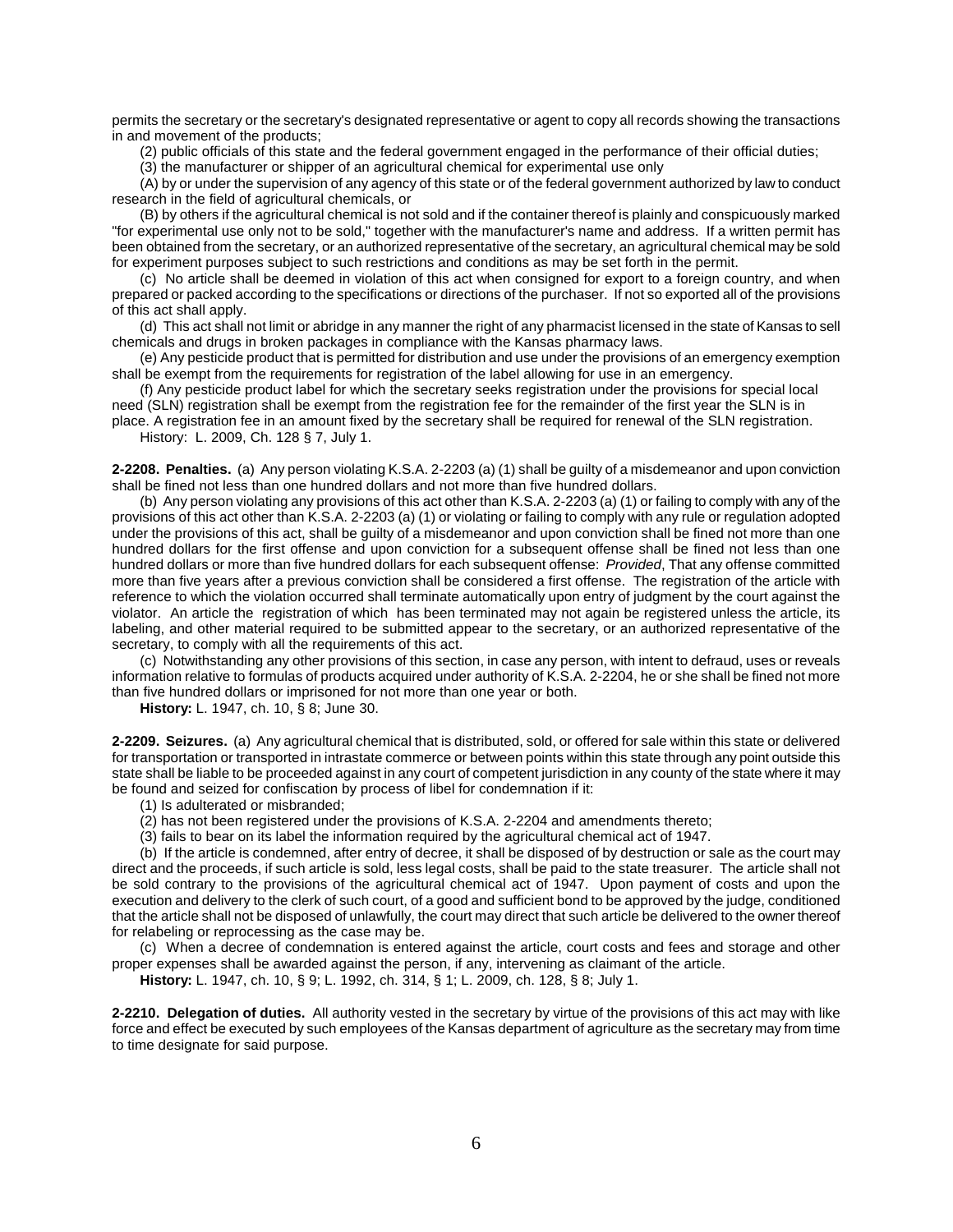permits the secretary or the secretary's designated representative or agent to copy all records showing the transactions in and movement of the products;

(2) public officials of this state and the federal government engaged in the performance of their official duties;

(3) the manufacturer or shipper of an agricultural chemical for experimental use only

(A) by or under the supervision of any agency of this state or of the federal government authorized by law to conduct research in the field of agricultural chemicals, or

(B) by others if the agricultural chemical is not sold and if the container thereof is plainly and conspicuously marked "for experimental use only not to be sold," together with the manufacturer's name and address. If a written permit has been obtained from the secretary, or an authorized representative of the secretary, an agricultural chemical may be sold for experiment purposes subject to such restrictions and conditions as may be set forth in the permit.

(c) No article shall be deemed in violation of this act when consigned for export to a foreign country, and when prepared or packed according to the specifications or directions of the purchaser. If not so exported all of the provisions of this act shall apply.

(d) This act shall not limit or abridge in any manner the right of any pharmacist licensed in the state of Kansas to sell chemicals and drugs in broken packages in compliance with the Kansas pharmacy laws.

(e) Any pesticide product that is permitted for distribution and use under the provisions of an emergency exemption shall be exempt from the requirements for registration of the label allowing for use in an emergency.

(f) Any pesticide product label for which the secretary seeks registration under the provisions for special local need (SLN) registration shall be exempt from the registration fee for the remainder of the first year the SLN is in place. A registration fee in an amount fixed by the secretary shall be required for renewal of the SLN registration.

History: L. 2009, Ch. 128 § 7, July 1.

**2-2208. Penalties.** (a) Any person violating K.S.A. 2-2203 (a) (1) shall be guilty of a misdemeanor and upon conviction shall be fined not less than one hundred dollars and not more than five hundred dollars.

(b) Any person violating any provisions of this act other than K.S.A. 2-2203 (a) (1) or failing to comply with any of the provisions of this act other than K.S.A. 2-2203 (a) (1) or violating or failing to comply with any rule or regulation adopted under the provisions of this act, shall be guilty of a misdemeanor and upon conviction shall be fined not more than one hundred dollars for the first offense and upon conviction for a subsequent offense shall be fined not less than one hundred dollars or more than five hundred dollars for each subsequent offense: *Provided*, That any offense committed more than five years after a previous conviction shall be considered a first offense. The registration of the article with reference to which the violation occurred shall terminate automatically upon entry of judgment by the court against the violator. An article the registration of which has been terminated may not again be registered unless the article, its labeling, and other material required to be submitted appear to the secretary, or an authorized representative of the secretary, to comply with all the requirements of this act.

(c) Notwithstanding any other provisions of this section, in case any person, with intent to defraud, uses or reveals information relative to formulas of products acquired under authority of K.S.A. 2-2204, he or she shall be fined not more than five hundred dollars or imprisoned for not more than one year or both.

**History:** L. 1947, ch. 10, § 8; June 30.

**2-2209. Seizures.** (a) Any agricultural chemical that is distributed, sold, or offered for sale within this state or delivered for transportation or transported in intrastate commerce or between points within this state through any point outside this state shall be liable to be proceeded against in any court of competent jurisdiction in any county of the state where it may be found and seized for confiscation by process of libel for condemnation if it:

(1) Is adulterated or misbranded;

(2) has not been registered under the provisions of K.S.A. 2-2204 and amendments thereto;

(3) fails to bear on its label the information required by the agricultural chemical act of 1947.

(b) If the article is condemned, after entry of decree, it shall be disposed of by destruction or sale as the court may direct and the proceeds, if such article is sold, less legal costs, shall be paid to the state treasurer. The article shall not be sold contrary to the provisions of the agricultural chemical act of 1947. Upon payment of costs and upon the execution and delivery to the clerk of such court, of a good and sufficient bond to be approved by the judge, conditioned that the article shall not be disposed of unlawfully, the court may direct that such article be delivered to the owner thereof for relabeling or reprocessing as the case may be.

(c) When a decree of condemnation is entered against the article, court costs and fees and storage and other proper expenses shall be awarded against the person, if any, intervening as claimant of the article.

**History:** L. 1947, ch. 10, § 9; L. 1992, ch. 314, § 1; L. 2009, ch. 128, § 8; July 1.

**2-2210. Delegation of duties.** All authority vested in the secretary by virtue of the provisions of this act may with like force and effect be executed by such employees of the Kansas department of agriculture as the secretary may from time to time designate for said purpose.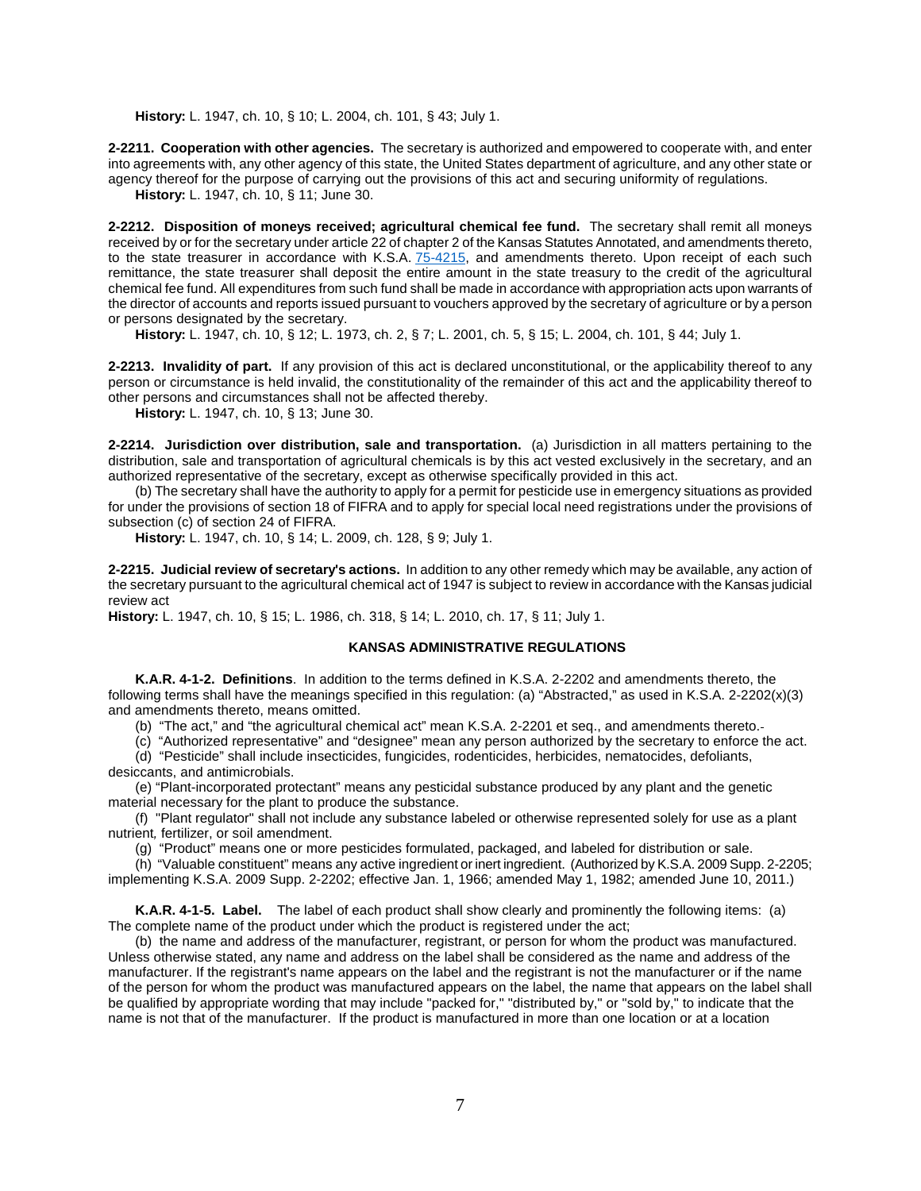**History:** L. 1947, ch. 10, § 10; L. 2004, ch. 101, § 43; July 1.

**2-2211. Cooperation with other agencies.** The secretary is authorized and empowered to cooperate with, and enter into agreements with, any other agency of this state, the United States department of agriculture, and any other state or agency thereof for the purpose of carrying out the provisions of this act and securing uniformity of regulations.

**History:** L. 1947, ch. 10, § 11; June 30.

**2-2212. Disposition of moneys received; agricultural chemical fee fund.** The secretary shall remit all moneys received by or for the secretary under article 22 of chapter 2 of the Kansas Statutes Annotated, and amendments thereto, to the state treasurer in accordance with K.S.A. 75-4215, and amendments thereto. Upon receipt of each such remittance, the state treasurer shall deposit the entire amount in the state treasury to the credit of the agricultural chemical fee fund. All expenditures from such fund shall be made in accordance with appropriation acts upon warrants of the director of accounts and reports issued pursuant to vouchers approved by the secretary of agriculture or by a person or persons designated by the secretary.

**History:** L. 1947, ch. 10, § 12; L. 1973, ch. 2, § 7; L. 2001, ch. 5, § 15; L. 2004, ch. 101, § 44; July 1.

**2-2213. Invalidity of part.** If any provision of this act is declared unconstitutional, or the applicability thereof to any person or circumstance is held invalid, the constitutionality of the remainder of this act and the applicability thereof to other persons and circumstances shall not be affected thereby.

**History:** L. 1947, ch. 10, § 13; June 30.

**2-2214. Jurisdiction over distribution, sale and transportation.** (a) Jurisdiction in all matters pertaining to the distribution, sale and transportation of agricultural chemicals is by this act vested exclusively in the secretary, and an authorized representative of the secretary, except as otherwise specifically provided in this act.

(b) The secretary shall have the authority to apply for a permit for pesticide use in emergency situations as provided for under the provisions of section 18 of FIFRA and to apply for special local need registrations under the provisions of subsection (c) of section 24 of FIFRA.

**History:** L. 1947, ch. 10, § 14; L. 2009, ch. 128, § 9; July 1.

**2-2215. Judicial review of secretary's actions.** In addition to any other remedy which may be available, any action of the secretary pursuant to the agricultural chemical act of 1947 is subject to review in accordance with the Kansas judicial review act

**History:** L. 1947, ch. 10, § 15; L. 1986, ch. 318, § 14; L. 2010, ch. 17, § 11; July 1.

## KANSAS ADMINISTRATIVE REGULATIONS

**K.A.R. 4-1-2. Definitions**. In addition to the terms defined in K.S.A. 2-2202 and amendments thereto, the following terms shall have the meanings specified in this regulation: (a) "Abstracted," as used in K.S.A. 2-2202(x)(3) and amendments thereto, means omitted.

(b) "The act," and "the agricultural chemical act" mean K.S.A. 2-2201 et seq., and amendments thereto.

(c) "Authorized representative" and "designee" mean any person authorized by the secretary to enforce the act.

(d) "Pesticide" shall include insecticides, fungicides, rodenticides, herbicides, nematocides, defoliants, desiccants, and antimicrobials.

(e) "Plant-incorporated protectant" means any pesticidal substance produced by any plant and the genetic material necessary for the plant to produce the substance.

(f) "Plant regulator" shall not include any substance labeled or otherwise represented solely for use as a plant nutrient, fertilizer, or soil amendment.

(g) "Product" means one or more pesticides formulated, packaged, and labeled for distribution or sale.

(h) "Valuable constituent" means any active ingredient or inert ingredient. (Authorized by K.S.A. 2009 Supp. 2-2205; implementing K.S.A. 2009 Supp. 2-2202; effective Jan. 1, 1966; amended May 1, 1982; amended June 10, 2011.)

**K.A.R. 4-1-5. Label.** The label of each product shall show clearly and prominently the following items: (a) The complete name of the product under which the product is registered under the act;

(b) the name and address of the manufacturer, registrant, or person for whom the product was manufactured. Unless otherwise stated, any name and address on the label shall be considered as the name and address of the manufacturer. If the registrant's name appears on the label and the registrant is not the manufacturer or if the name of the person for whom the product was manufactured appears on the label, the name that appears on the label shall be qualified by appropriate wording that may include "packed for," "distributed by," or "sold by," to indicate that the name is not that of the manufacturer. If the product is manufactured in more than one location or at a location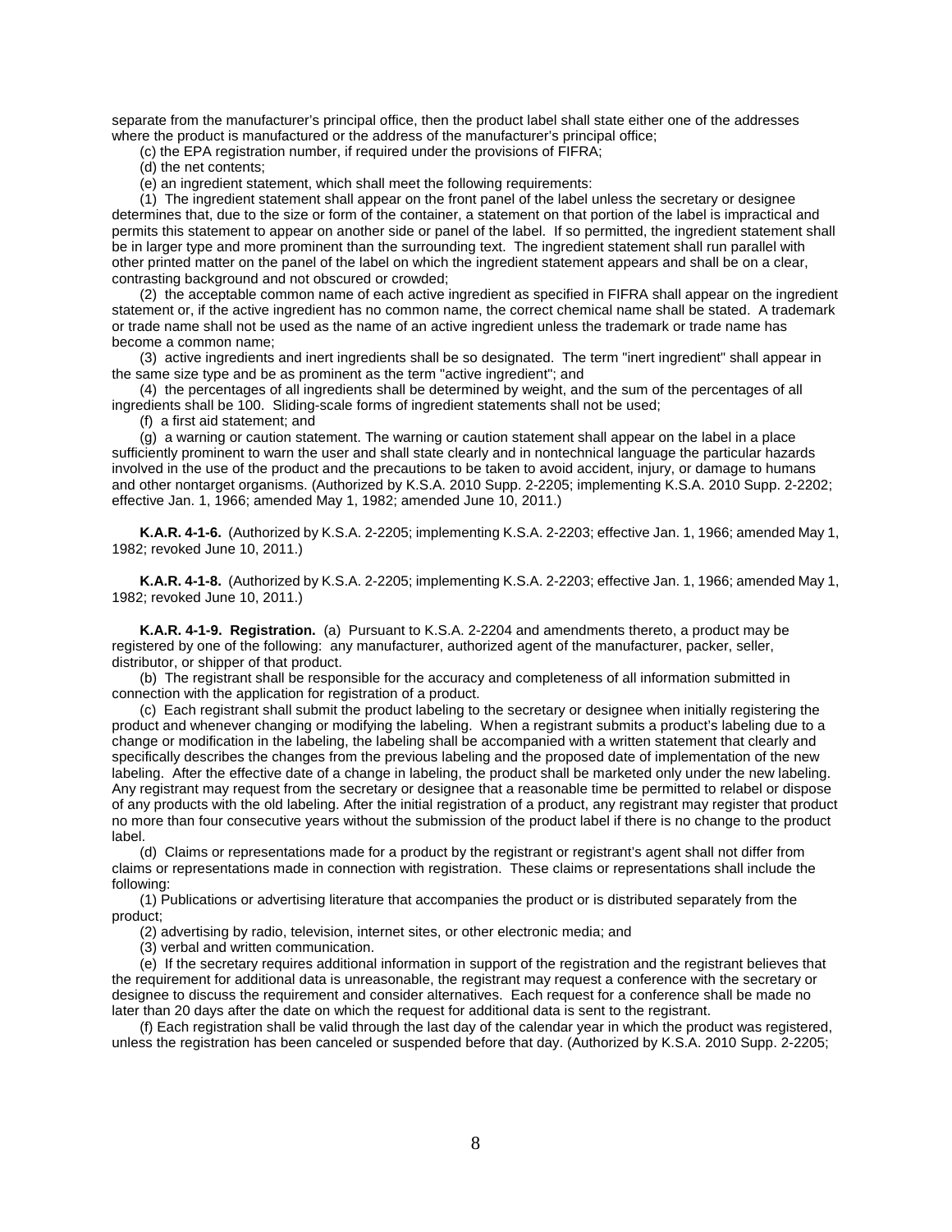separate from the manufacturer's principal office, then the product label shall state either one of the addresses where the product is manufactured or the address of the manufacturer's principal office;

(c) the EPA registration number, if required under the provisions of FIFRA;

(d) the net contents;

(e) an ingredient statement, which shall meet the following requirements:

(1) The ingredient statement shall appear on the front panel of the label unless the secretary or designee determines that, due to the size or form of the container, a statement on that portion of the label is impractical and permits this statement to appear on another side or panel of the label. If so permitted, the ingredient statement shall be in larger type and more prominent than the surrounding text. The ingredient statement shall run parallel with other printed matter on the panel of the label on which the ingredient statement appears and shall be on a clear, contrasting background and not obscured or crowded;

(2) the acceptable common name of each active ingredient as specified in FIFRA shall appear on the ingredient statement or, if the active ingredient has no common name, the correct chemical name shall be stated. A trademark or trade name shall not be used as the name of an active ingredient unless the trademark or trade name has become a common name;

(3) active ingredients and inert ingredients shall be so designated. The term "inert ingredient" shall appear in the same size type and be as prominent as the term "active ingredient"; and

(4) the percentages of all ingredients shall be determined by weight, and the sum of the percentages of all ingredients shall be 100. Sliding-scale forms of ingredient statements shall not be used;

(f) a first aid statement; and

(g) a warning or caution statement. The warning or caution statement shall appear on the label in a place sufficiently prominent to warn the user and shall state clearly and in nontechnical language the particular hazards involved in the use of the product and the precautions to be taken to avoid accident, injury, or damage to humans and other nontarget organisms. (Authorized by K.S.A. 2010 Supp. 2-2205; implementing K.S.A. 2010 Supp. 2-2202; effective Jan. 1, 1966; amended May 1, 1982; amended June 10, 2011.)

**K.A.R. 4-1-6.** (Authorized by K.S.A. 2-2205; implementing K.S.A. 2-2203; effective Jan. 1, 1966; amended May 1, 1982; revoked June 10, 2011.)

**K.A.R. 4-1-8.** (Authorized by K.S.A. 2-2205; implementing K.S.A. 2-2203; effective Jan. 1, 1966; amended May 1, 1982; revoked June 10, 2011.)

**K.A.R. 4-1-9. Registration.** (a) Pursuant to K.S.A. 2-2204 and amendments thereto, a product may be registered by one of the following: any manufacturer, authorized agent of the manufacturer, packer, seller, distributor, or shipper of that product.

(b) The registrant shall be responsible for the accuracy and completeness of all information submitted in connection with the application for registration of a product.

(c) Each registrant shall submit the product labeling to the secretary or designee when initially registering the product and whenever changing or modifying the labeling. When a registrant submits a product's labeling due to a change or modification in the labeling, the labeling shall be accompanied with a written statement that clearly and specifically describes the changes from the previous labeling and the proposed date of implementation of the new labeling. After the effective date of a change in labeling, the product shall be marketed only under the new labeling. Any registrant may request from the secretary or designee that a reasonable time be permitted to relabel or dispose of any products with the old labeling. After the initial registration of a product, any registrant may register that product no more than four consecutive years without the submission of the product label if there is no change to the product label.

(d) Claims or representations made for a product by the registrant or registrant's agent shall not differ from claims or representations made in connection with registration. These claims or representations shall include the following:

(1) Publications or advertising literature that accompanies the product or is distributed separately from the product;

(2) advertising by radio, television, internet sites, or other electronic media; and

(3) verbal and written communication.

(e) If the secretary requires additional information in support of the registration and the registrant believes that the requirement for additional data is unreasonable, the registrant may request a conference with the secretary or designee to discuss the requirement and consider alternatives. Each request for a conference shall be made no later than 20 days after the date on which the request for additional data is sent to the registrant.

(f) Each registration shall be valid through the last day of the calendar year in which the product was registered, unless the registration has been canceled or suspended before that day. (Authorized by K.S.A. 2010 Supp. 2-2205;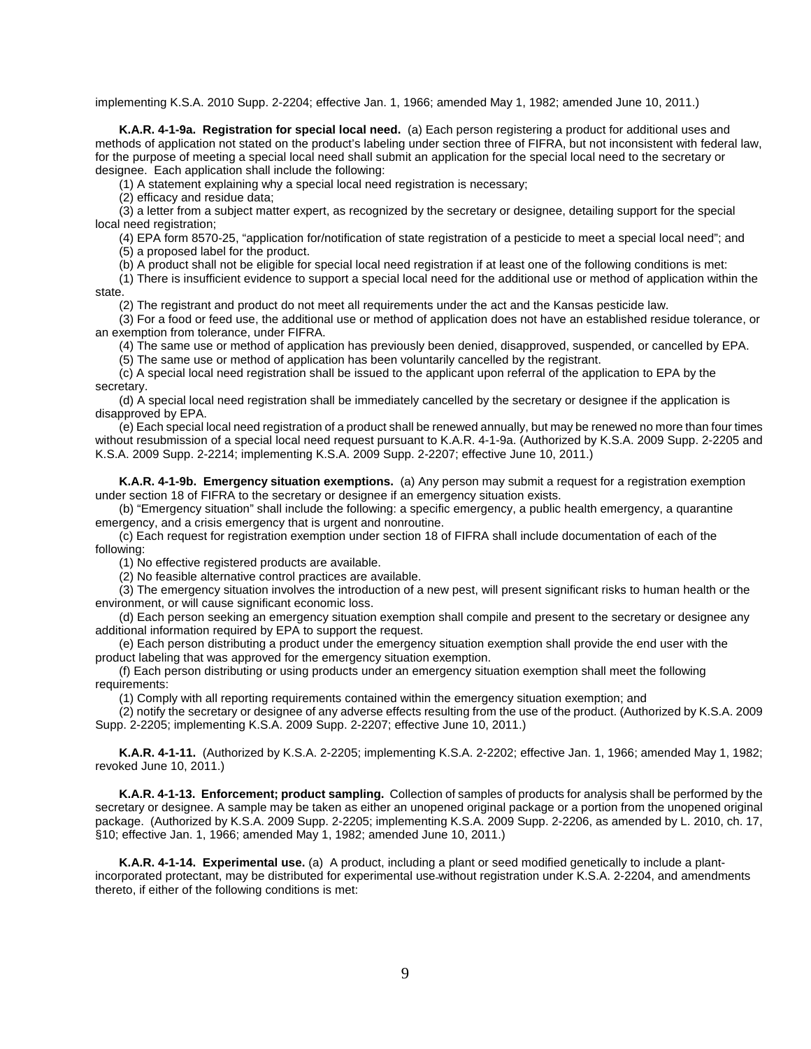implementing K.S.A. 2010 Supp. 2-2204; effective Jan. 1, 1966; amended May 1, 1982; amended June 10, 2011.)

**K.A.R. 4-1-9a. Registration for special local need.** (a) Each person registering a product for additional uses and methods of application not stated on the product's labeling under section three of FIFRA, but not inconsistent with federal law, for the purpose of meeting a special local need shall submit an application for the special local need to the secretary or designee. Each application shall include the following:

(1) A statement explaining why a special local need registration is necessary;

(2) efficacy and residue data;

(3) a letter from a subject matter expert, as recognized by the secretary or designee, detailing support for the special local need registration;

(4) EPA form 8570-25, "application for/notification of state registration of a pesticide to meet a special local need"; and

(5) a proposed label for the product.

(b) A product shall not be eligible for special local need registration if at least one of the following conditions is met:

(1) There is insufficient evidence to support a special local need for the additional use or method of application within the state.

(2) The registrant and product do not meet all requirements under the act and the Kansas pesticide law.

(3) For a food or feed use, the additional use or method of application does not have an established residue tolerance, or an exemption from tolerance, under FIFRA.

(4) The same use or method of application has previously been denied, disapproved, suspended, or cancelled by EPA.

(5) The same use or method of application has been voluntarily cancelled by the registrant.

(c) A special local need registration shall be issued to the applicant upon referral of the application to EPA by the secretary.

(d) A special local need registration shall be immediately cancelled by the secretary or designee if the application is disapproved by EPA.

(e) Each special local need registration of a product shall be renewed annually, but may be renewed no more than four times without resubmission of a special local need request pursuant to K.A.R. 4-1-9a. (Authorized by K.S.A. 2009 Supp. 2-2205 and K.S.A. 2009 Supp. 2-2214; implementing K.S.A. 2009 Supp. 2-2207; effective June 10, 2011.)

**K.A.R. 4-1-9b. Emergency situation exemptions.** (a) Any person may submit a request for a registration exemption under section 18 of FIFRA to the secretary or designee if an emergency situation exists.

(b) "Emergency situation" shall include the following: a specific emergency, a public health emergency, a quarantine emergency, and a crisis emergency that is urgent and nonroutine.

(c) Each request for registration exemption under section 18 of FIFRA shall include documentation of each of the following:

(1) No effective registered products are available.

(2) No feasible alternative control practices are available.

(3) The emergency situation involves the introduction of a new pest, will present significant risks to human health or the environment, or will cause significant economic loss.

(d) Each person seeking an emergency situation exemption shall compile and present to the secretary or designee any additional information required by EPA to support the request.

(e) Each person distributing a product under the emergency situation exemption shall provide the end user with the product labeling that was approved for the emergency situation exemption.

(f) Each person distributing or using products under an emergency situation exemption shall meet the following requirements:

(1) Comply with all reporting requirements contained within the emergency situation exemption; and

(2) notify the secretary or designee of any adverse effects resulting from the use of the product. (Authorized by K.S.A. 2009 Supp. 2-2205; implementing K.S.A. 2009 Supp. 2-2207; effective June 10, 2011.)

**K.A.R. 4-1-11.** (Authorized by K.S.A. 2-2205; implementing K.S.A. 2-2202; effective Jan. 1, 1966; amended May 1, 1982; revoked June 10, 2011.)

**K.A.R. 4-1-13. Enforcement; product sampling.** Collection of samples of products for analysis shall be performed by the secretary or designee. A sample may be taken as either an unopened original package or a portion from the unopened original package. (Authorized by K.S.A. 2009 Supp. 2-2205; implementing K.S.A. 2009 Supp. 2-2206, as amended by L. 2010, ch. 17, §10; effective Jan. 1, 1966; amended May 1, 1982; amended June 10, 2011.)

**K.A.R. 4-1-14. Experimental use.** (a) A product, including a plant or seed modified genetically to include a plant-incorporated protectant, may be distributed for experimental use without registration under K.S.A. 2-2204, and amendments thereto, if either of the following conditions is met: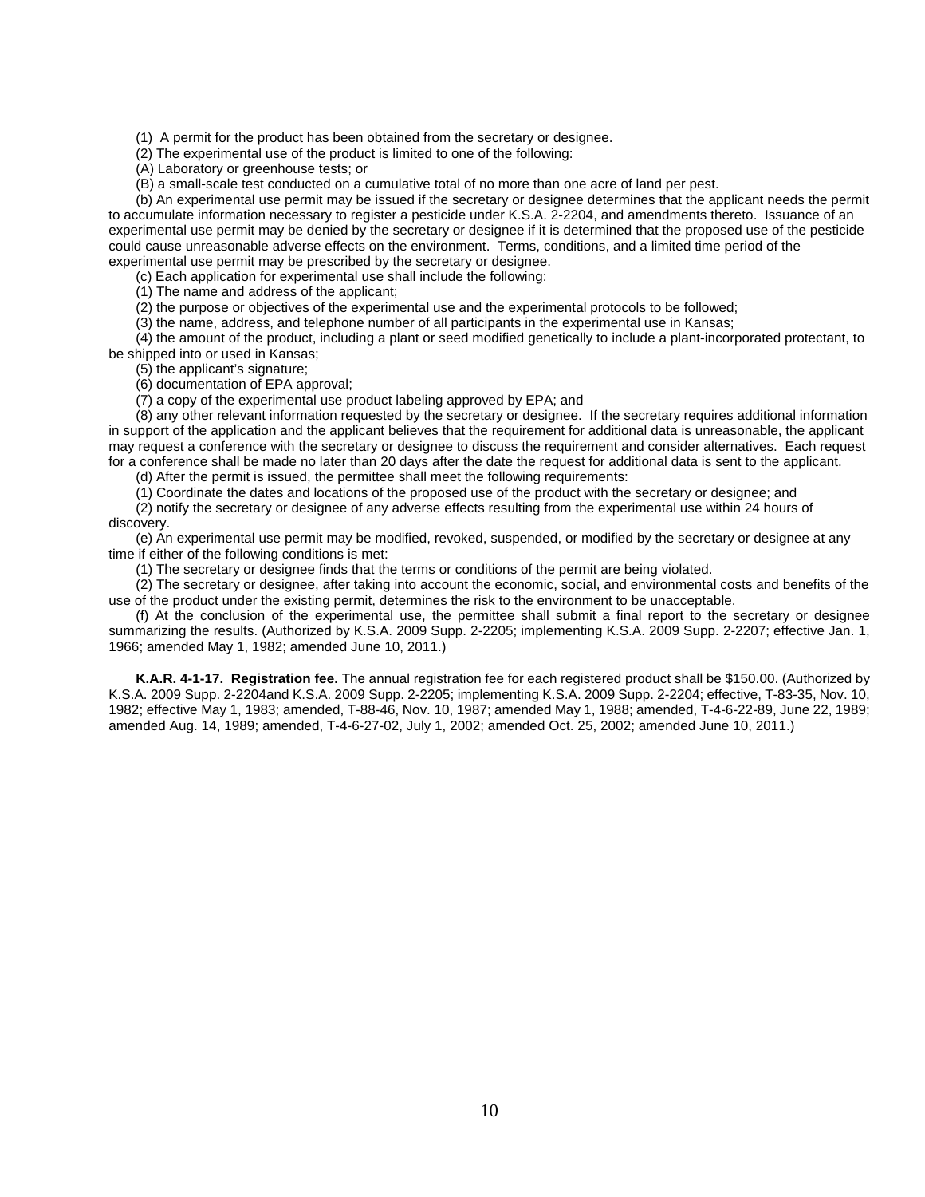(1) A permit for the product has been obtained from the secretary or designee.

(2) The experimental use of the product is limited to one of the following:

(A) Laboratory or greenhouse tests; or

(B) a small-scale test conducted on a cumulative total of no more than one acre of land per pest.

(b) An experimental use permit may be issued if the secretary or designee determines that the applicant needs the permit to accumulate information necessary to register a pesticide under K.S.A. 2-2204, and amendments thereto. Issuance of an experimental use permit may be denied by the secretary or designee if it is determined that the proposed use of the pesticide could cause unreasonable adverse effects on the environment. Terms, conditions, and a limited time period of the experimental use permit may be prescribed by the secretary or designee.

(c) Each application for experimental use shall include the following:

(1) The name and address of the applicant;

(2) the purpose or objectives of the experimental use and the experimental protocols to be followed;

(3) the name, address, and telephone number of all participants in the experimental use in Kansas;

(4) the amount of the product, including a plant or seed modified genetically to include a plant-incorporated protectant, to be shipped into or used in Kansas;

(5) the applicant's signature;

(6) documentation of EPA approval;

(7) a copy of the experimental use product labeling approved by EPA; and

(8) any other relevant information requested by the secretary or designee. If the secretary requires additional information in support of the application and the applicant believes that the requirement for additional data is unreasonable, the applicant may request a conference with the secretary or designee to discuss the requirement and consider alternatives. Each request for a conference shall be made no later than 20 days after the date the request for additional data is sent to the applicant.

(d) After the permit is issued, the permittee shall meet the following requirements:

(1) Coordinate the dates and locations of the proposed use of the product with the secretary or designee; and

(2) notify the secretary or designee of any adverse effects resulting from the experimental use within 24 hours of discovery.

(e) An experimental use permit may be modified, revoked, suspended, or modified by the secretary or designee at any time if either of the following conditions is met:

(1) The secretary or designee finds that the terms or conditions of the permit are being violated.

(2) The secretary or designee, after taking into account the economic, social, and environmental costs and benefits of the use of the product under the existing permit, determines the risk to the environment to be unacceptable.

(f) At the conclusion of the experimental use, the permittee shall submit a final report to the secretary or designee summarizing the results. (Authorized by K.S.A. 2009 Supp. 2-2205; implementing K.S.A. 2009 Supp. 2-2207; effective Jan. 1, 1966; amended May 1, 1982; amended June 10, 2011.)

**K.A.R. 4-1-17. Registration fee.** The annual registration fee for each registered product shall be $150.00. (Authorized by K.S.A. 2009 Supp. 2-2204and K.S.A. 2009 Supp. 2-2205; implementing K.S.A. 2009 Supp. 2-2204; effective, T-83-35, Nov. 10, 1982; effective May 1, 1983; amended, T-88-46, Nov. 10, 1987; amended May 1, 1988; amended, T-4-6-22-89, June 22, 1989; amended Aug. 14, 1989; amended, T-4-6-27-02, July 1, 2002; amended Oct. 25, 2002; amended June 10, 2011.)